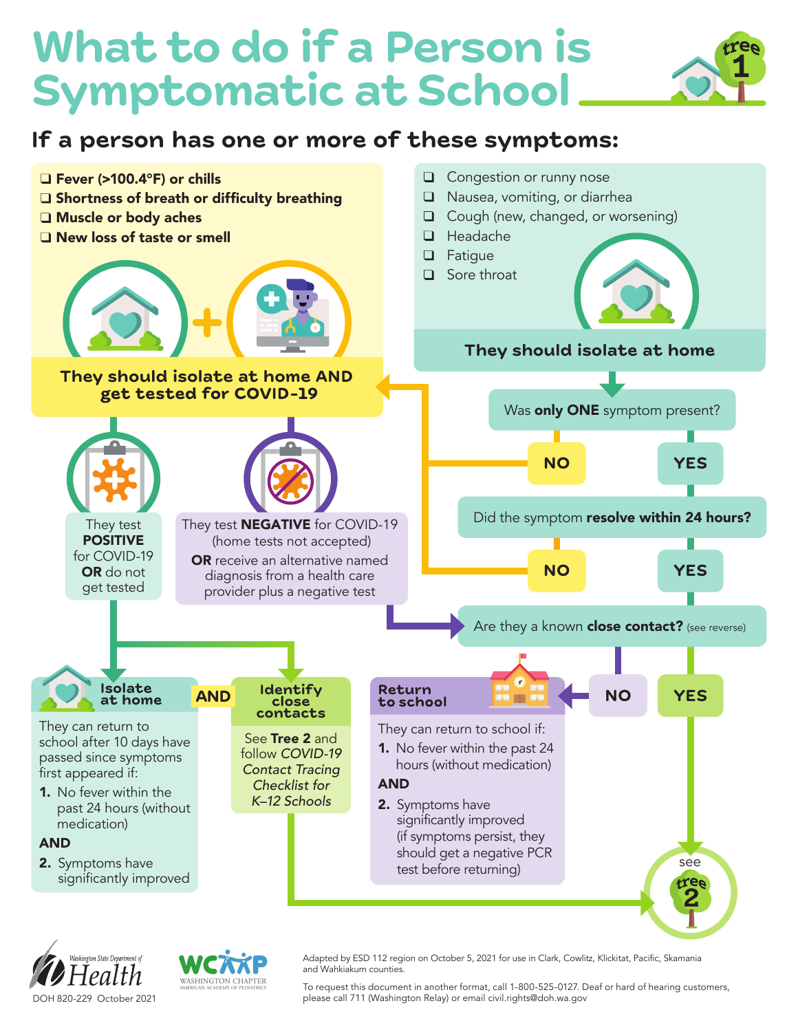# What to do if a Person is Symptomatic at School

tree 1

## If a person has one or more of these symptoms:

- ❑ **Fever (>100.4°F) or chills**
- ❑ **Shortness of breath or difficulty breathing**
- ❑ **Muscle or body aches**
- ❑ **New loss of taste or smell**

**They should isolate at home AND get tested for COVID-19**

- ❑ Congestion or runny nose
- ❑ Nausea, vomiting, or diarrhea
- ❑ Cough (new, changed, or worsening)
- ❑ Headache
- ❑ Fatigue
- ❑ Sore throat

**They should isolate at home**

Was **only ONE** symptom present?

- NO → They should isolate at home AND get tested for COVID-19
- YES → Did the symptom **resolve within 24 hours?**
  - NO → They should isolate at home AND get tested for COVID-19
  - YES → Are they a known **close contact?** (see reverse)

They test **POSITIVE** for COVID-19 **OR** do not get tested →

### Isolate at home

They can return to school after 10 days have passed since symptoms first appeared if:

1. No fever within the past 24 hours (without medication)

**AND**

2. Symptoms have significantly improved

**AND**

### Identify close contacts

See **Tree 2** and follow *COVID-19 Contact Tracing Checklist for K–12 Schools* → see tree 2

They test **NEGATIVE** for COVID-19 (home tests not accepted) **OR** receive an alternative named diagnosis from a health care provider plus a negative test → Are they a known **close contact?** (see reverse)

- NO → **Return to school**
- YES → see tree 2

### Return to school

They can return to school if:

1. No fever within the past 24 hours (without medication)

**AND**

2. Symptoms have significantly improved (if symptoms persist, they should get a negative PCR test before returning)

Washington State Department of Health

DOH 820-229 October 2021

WCAAP Washington Chapter American Academy of Pediatrics

Adapted by ESD 112 region on October 5, 2021 for use in Clark, Cowlitz, Klickitat, Pacific, Skamania and Wahkiakum counties.

To request this document in another format, call 1-800-525-0127. Deaf or hard of hearing customers, please call 711 (Washington Relay) or email civil.rights@doh.wa.gov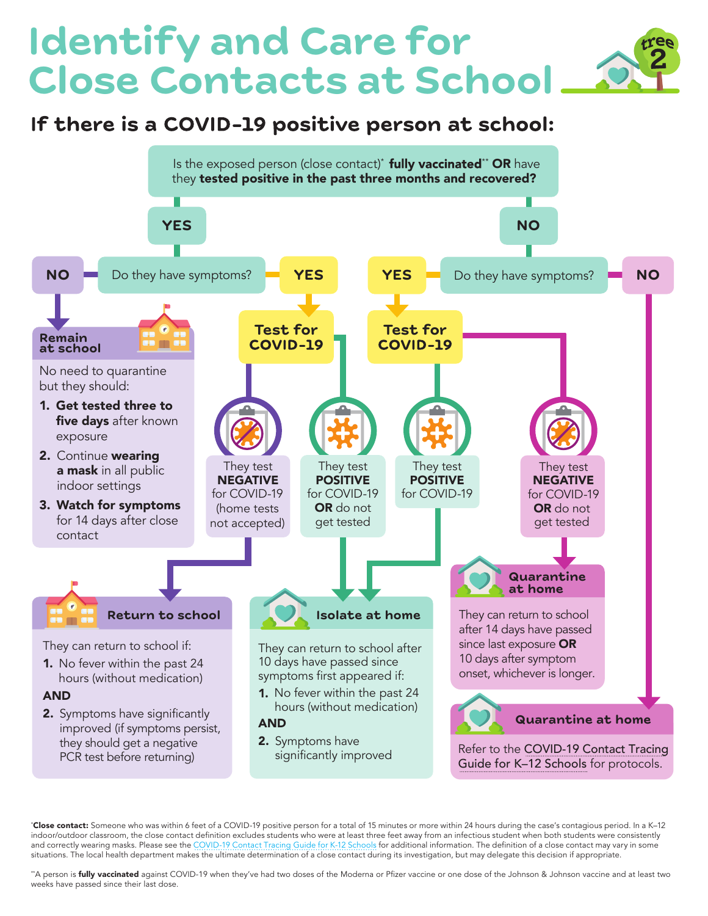# Identify and Care for Close Contacts at School

## If there is a COVID-19 positive person at school:

Is the exposed person (close contact)* **fully vaccinated**** **OR** have they **tested positive in the past three months and recovered?**

YES

Do they have symptoms?

NO

**Remain at school**

No need to quarantine but they should:

1. **Get tested three to five days** after known exposure
2. Continue **wearing a mask** in all public indoor settings
3. **Watch for symptoms** for 14 days after close contact

YES

**Test for COVID-19**

They test **NEGATIVE** for COVID-19 (home tests not accepted)

**Return to school**

They can return to school if:

1. No fever within the past 24 hours (without medication)

**AND**

2. Symptoms have significantly improved (if symptoms persist, they should get a negative PCR test before returning)

They test **POSITIVE** for COVID-19 **OR** do not get tested

**Isolate at home**

They can return to school after 10 days have passed since symptoms first appeared if:

1. No fever within the past 24 hours (without medication)

**AND**

2. Symptoms have significantly improved

NO

Do they have symptoms?

YES

**Test for COVID-19**

They test **POSITIVE** for COVID-19 → **Isolate at home**

They test **NEGATIVE** for COVID-19 **OR** do not get tested

**Quarantine at home**

They can return to school after 14 days have passed since last exposure **OR** 10 days after symptom onset, whichever is longer.

NO

**Quarantine at home**

Refer to the COVID-19 Contact Tracing Guide for K–12 Schools for protocols.

---

***Close contact:** Someone who was within 6 feet of a COVID-19 positive person for a total of 15 minutes or more within 24 hours during the case's contagious period. In a K–12 indoor/outdoor classroom, the close contact definition excludes students who were at least three feet away from an infectious student when both students were consistently and correctly wearing masks. Please see the COVID-19 Contact Tracing Guide for K-12 Schools for additional information. The definition of a close contact may vary in some situations. The local health department makes the ultimate determination of a close contact during its investigation, but may delegate this decision if appropriate.

**A person is **fully vaccinated** against COVID-19 when they've had two doses of the Moderna or Pfizer vaccine or one dose of the Johnson & Johnson vaccine and at least two weeks have passed since their last dose.